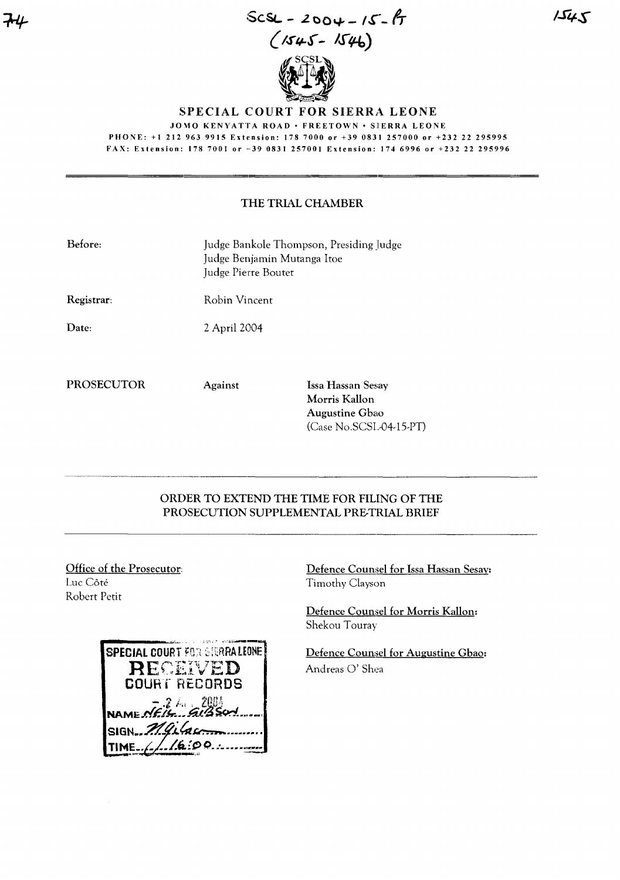SCSL - 2004 - 15 - PT
(1545 - 1546)

# SPECIAL COURT FOR SIERRA LEONE

JOMO KENYATTA ROAD • FREETOWN • SIERRA LEONE

PHONE: +1 212 963 9915 Extension: 178 7000 or +39 0831 257000 or +232 22 295995

FAX: Extension: 178 7001 or +39 0831 257001 Extension: 174 6996 or +232 22 295996

## THE TRIAL CHAMBER

**Before:** Judge Bankole Thompson, Presiding Judge
Judge Benjamin Mutanga Itoe
Judge Pierre Boutet

**Registrar:** Robin Vincent

**Date:** 2 April 2004

**PROSECUTOR** **Against** **Issa Hassan Sesay**
**Morris Kallon**
**Augustine Gbao**
(Case No.SCSL-04-15-PT)

## ORDER TO EXTEND THE TIME FOR FILING OF THE PROSECUTION SUPPLEMENTAL PRE-TRIAL BRIEF

Office of the Prosecutor:
Luc Côté
Robert Petit

Defence Counsel for Issa Hassan Sesay:
Timothy Clayson

Defence Counsel for Morris Kallon:
Shekou Touray

Defence Counsel for Augustine Gbao:
Andreas O' Shea

SPECIAL COURT FOR SIERRA LEONE
RECEIVED
COURT RECORDS
- 2 APR 2004
NAME: NEIL GIBSON
SIGN: NGibson
TIME: 16:00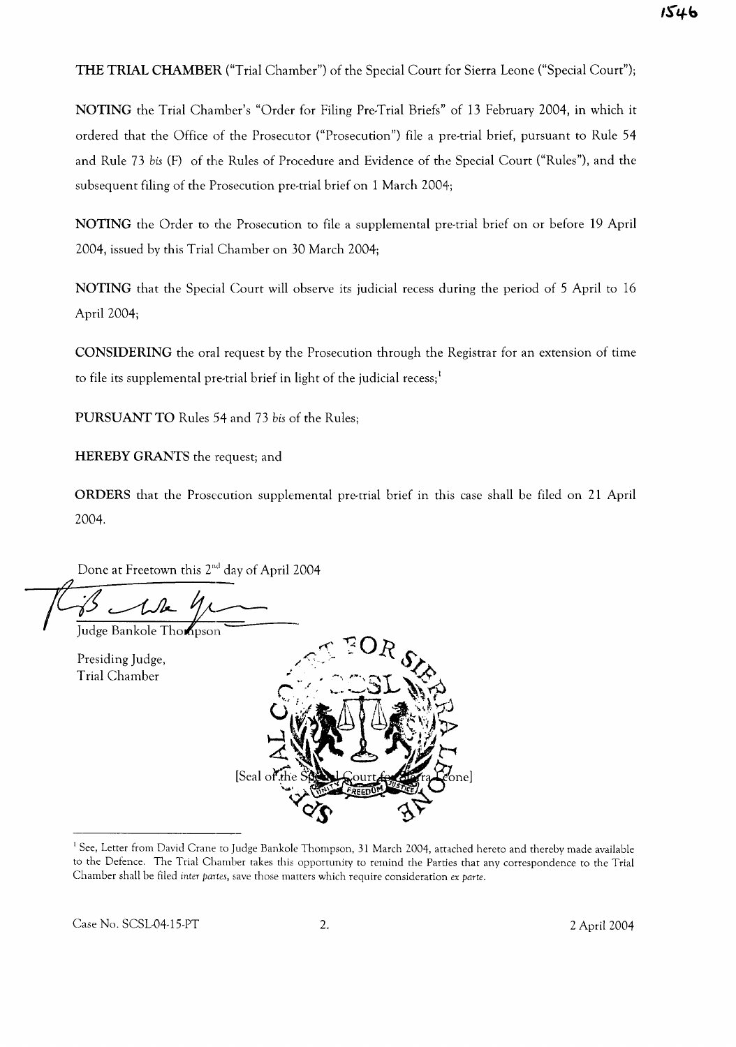**THE TRIAL CHAMBER** ("Trial Chamber") of the Special Court for Sierra Leone ("Special Court");

**NOTING** the Trial Chamber's "Order for Filing Pre-Trial Briefs" of 13 February 2004, in which it ordered that the Office of the Prosecutor ("Prosecution") file a pre-trial brief, pursuant to Rule 54 and Rule 73 *bis* (F) of the Rules of Procedure and Evidence of the Special Court ("Rules"), and the subsequent filing of the Prosecution pre-trial brief on 1 March 2004;

**NOTING** the Order to the Prosecution to file a supplemental pre-trial brief on or before 19 April 2004, issued by this Trial Chamber on 30 March 2004;

**NOTING** that the Special Court will observe its judicial recess during the period of 5 April to 16 April 2004;

**CONSIDERING** the oral request by the Prosecution through the Registrar for an extension of time to file its supplemental pre-trial brief in light of the judicial recess;[1]

**PURSUANT TO** Rules 54 and 73 *bis* of the Rules;

**HEREBY GRANTS** the request; and

**ORDERS** that the Prosecution supplemental pre-trial brief in this case shall be filed on 21 April 2004.

Done at Freetown this 2nd day of April 2004

Judge Bankole Thompson

Presiding Judge,
Trial Chamber

[Seal of the Special Court for Sierra Leone]

---

[1] See, Letter from David Crane to Judge Bankole Thompson, 31 March 2004, attached hereto and thereby made available to the Defence. The Trial Chamber takes this opportunity to remind the Parties that any correspondence to the Trial Chamber shall be filed *inter partes*, save those matters which require consideration *ex parte*.

Case No. SCSL-04-15-PT

2 April 2004